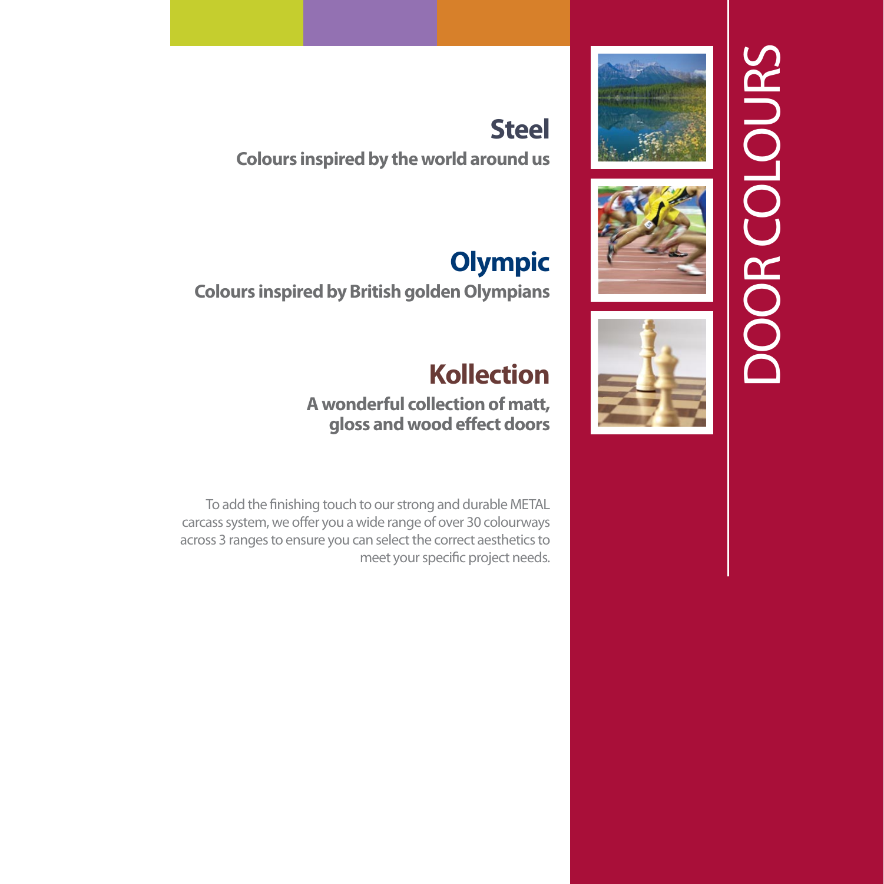# DOOR COLOURS

## Steel

**Colours inspired by the world around us**

## Olympic

**Colours inspired by British golden Olympians**

## Kollection

**A wonderful collection of matt, gloss and wood effect doors**

To add the finishing touch to our strong and durable METAL carcass system, we offer you a wide range of over 30 colourways across 3 ranges to ensure you can select the correct aesthetics to meet your specific project needs.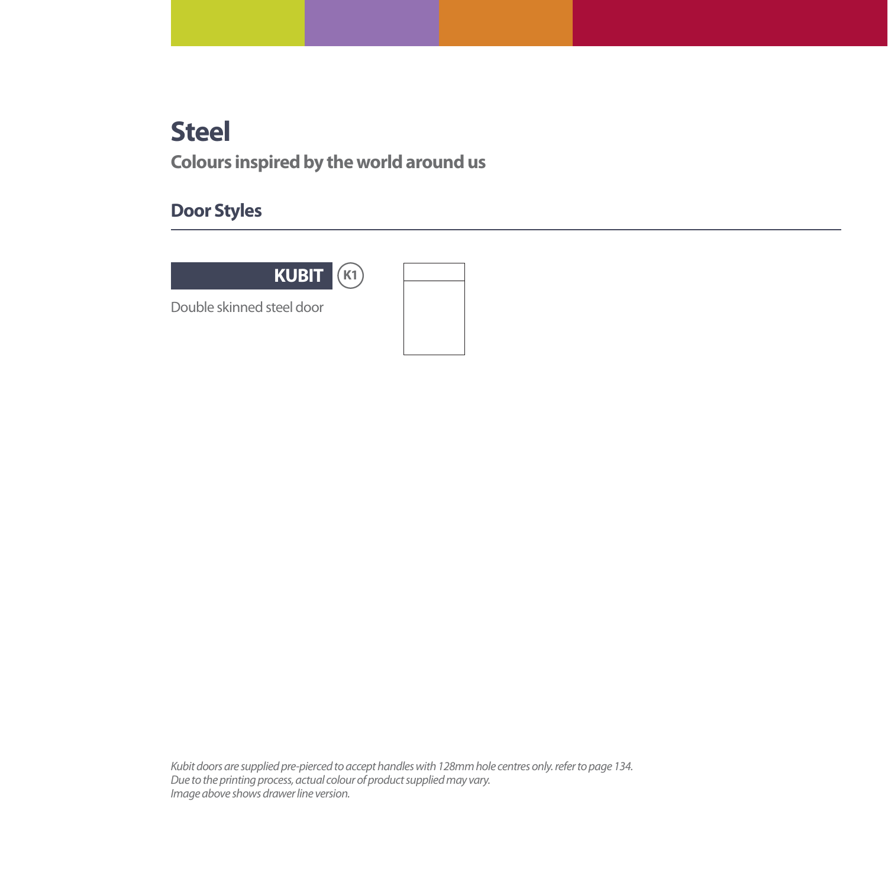# Steel

## Colours inspired by the world around us

### Door Styles

**KUBIT** (K1)

Double skinned steel door

*Kubit doors are supplied pre-pierced to accept handles with 128mm hole centres only. refer to page 134.*
*Due to the printing process, actual colour of product supplied may vary.*
*Image above shows drawer line version.*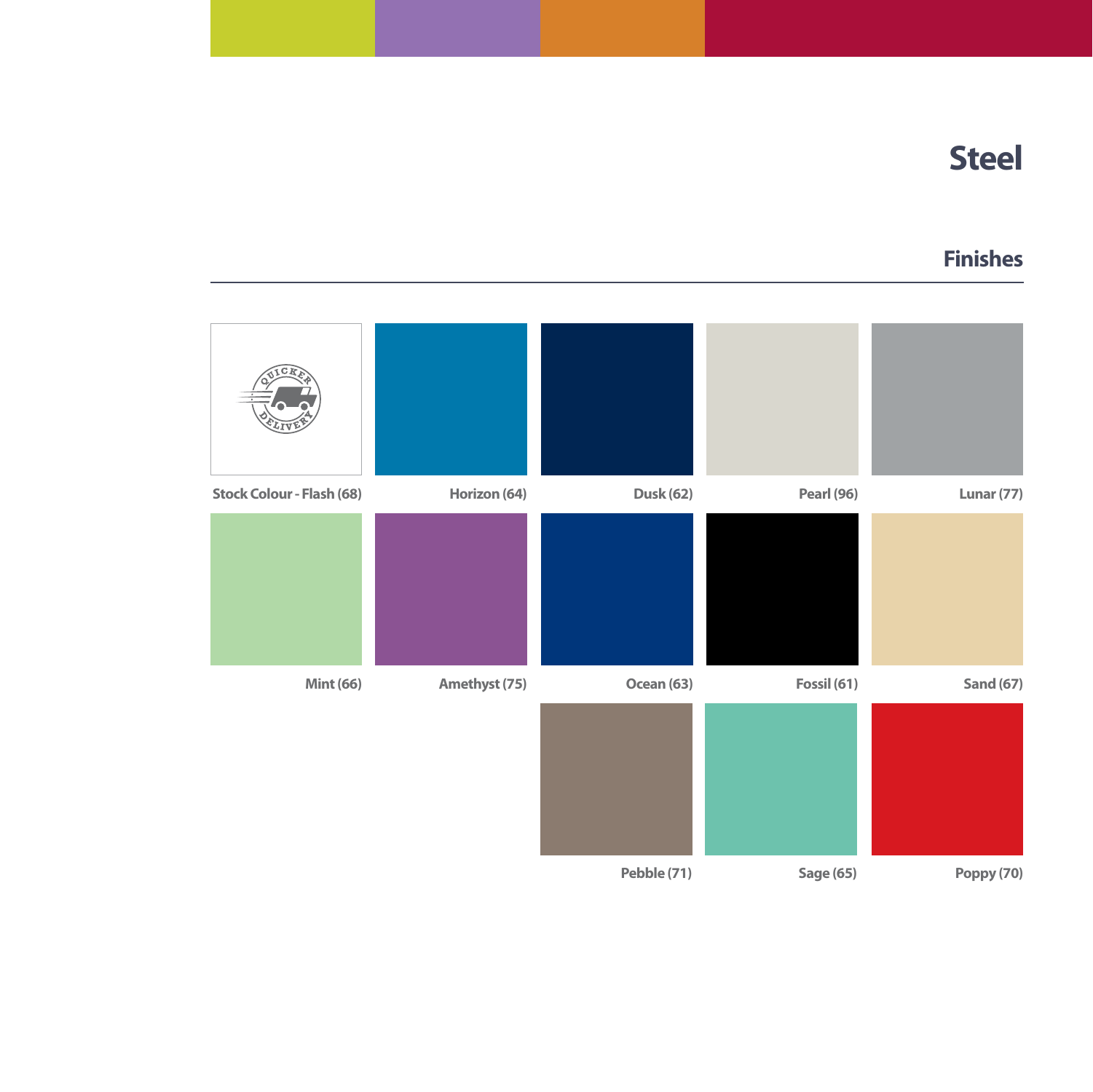# Steel

## Finishes

Stock Colour - Flash (68)

Horizon (64)

Dusk (62)

Pearl (96)

Lunar (77)

Mint (66)

Amethyst (75)

Ocean (63)

Fossil (61)

Sand (67)

Pebble (71)

Sage (65)

Poppy (70)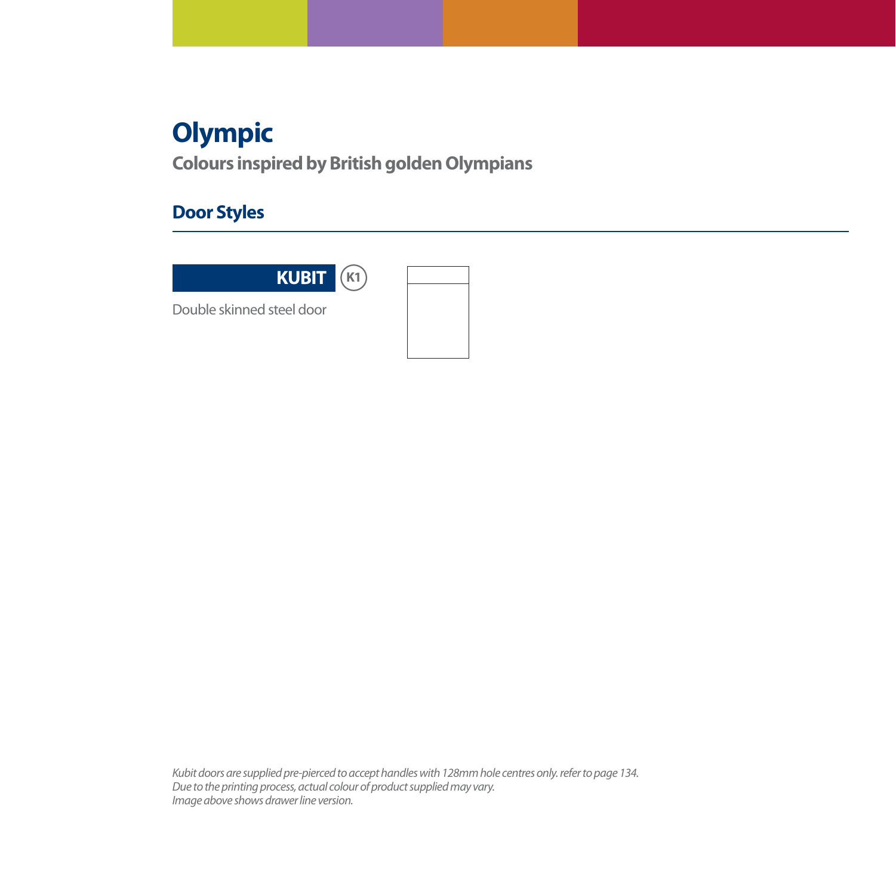# Olympic

**Colours inspired by British golden Olympians**

## Door Styles

**KUBIT** (K1)

Double skinned steel door

*Kubit doors are supplied pre-pierced to accept handles with 128mm hole centres only. refer to page 134.*
*Due to the printing process, actual colour of product supplied may vary.*
*Image above shows drawer line version.*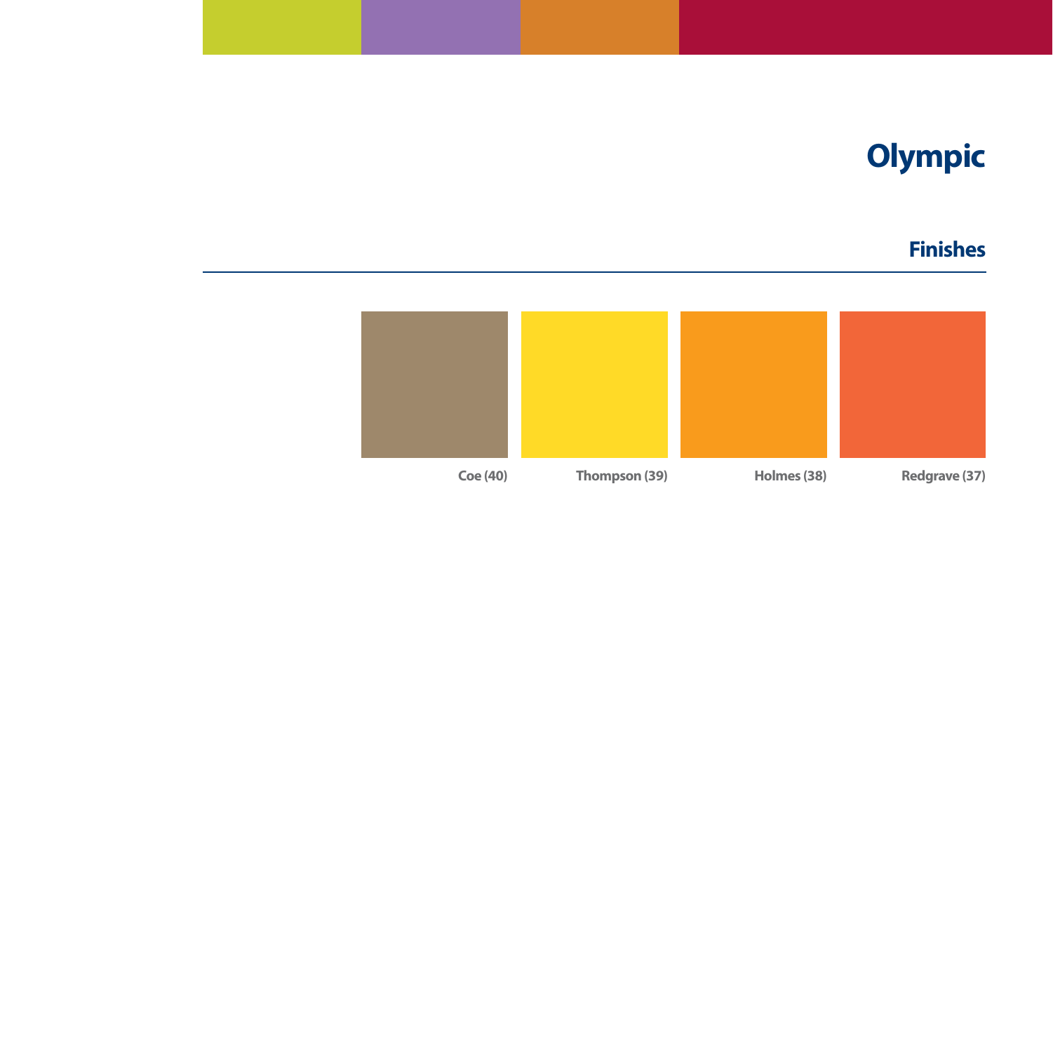# Olympic

## Finishes

Coe (40)

Thompson (39)

Holmes (38)

Redgrave (37)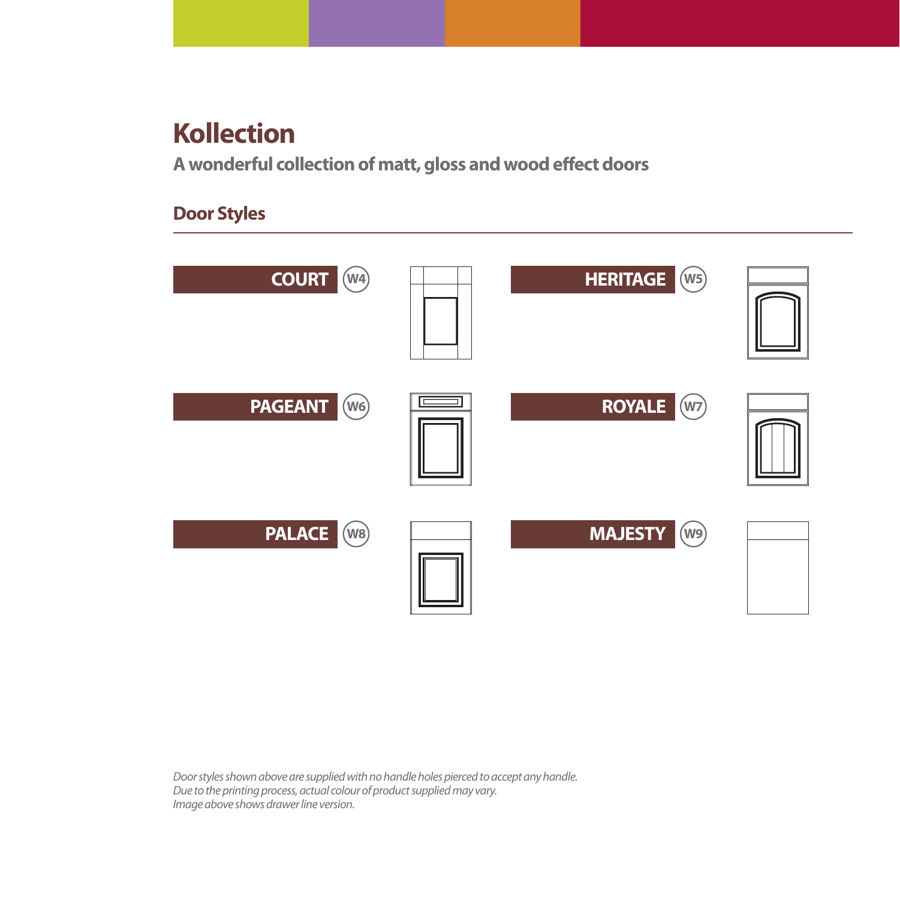# Kollection

## A wonderful collection of matt, gloss and wood effect doors

### Door Styles

**COURT** (W4)

**HERITAGE** (W5)

**PAGEANT** (W6)

**ROYALE** (W7)

**PALACE** (W8)

**MAJESTY** (W9)

*Door styles shown above are supplied with no handle holes pierced to accept any handle.*
*Due to the printing process, actual colour of product supplied may vary.*
*Image above shows drawer line version.*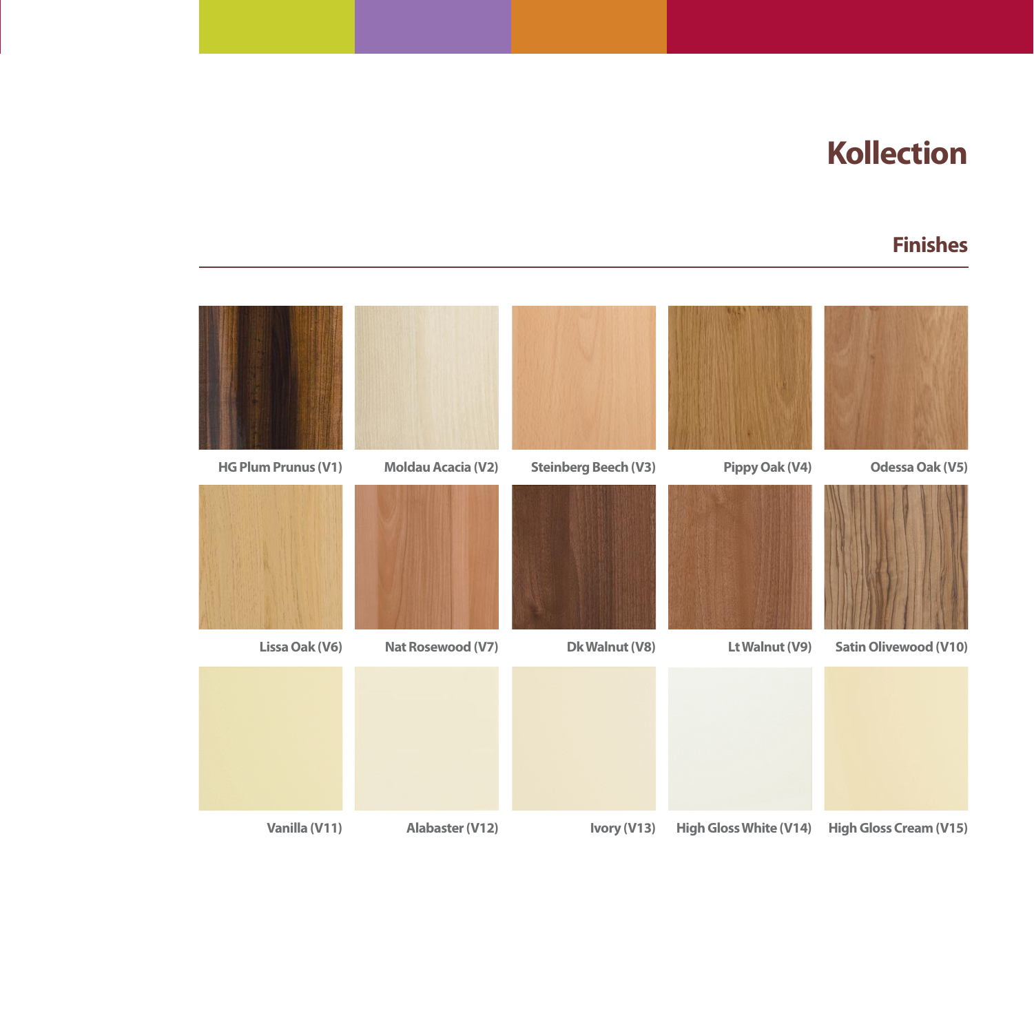# Kollection

## Finishes

HG Plum Prunus (V1)

Moldau Acacia (V2)

Steinberg Beech (V3)

Pippy Oak (V4)

Odessa Oak (V5)

Lissa Oak (V6)

Nat Rosewood (V7)

Dk Walnut (V8)

Lt Walnut (V9)

Satin Olivewood (V10)

Vanilla (V11)

Alabaster (V12)

Ivory (V13)

High Gloss White (V14)

High Gloss Cream (V15)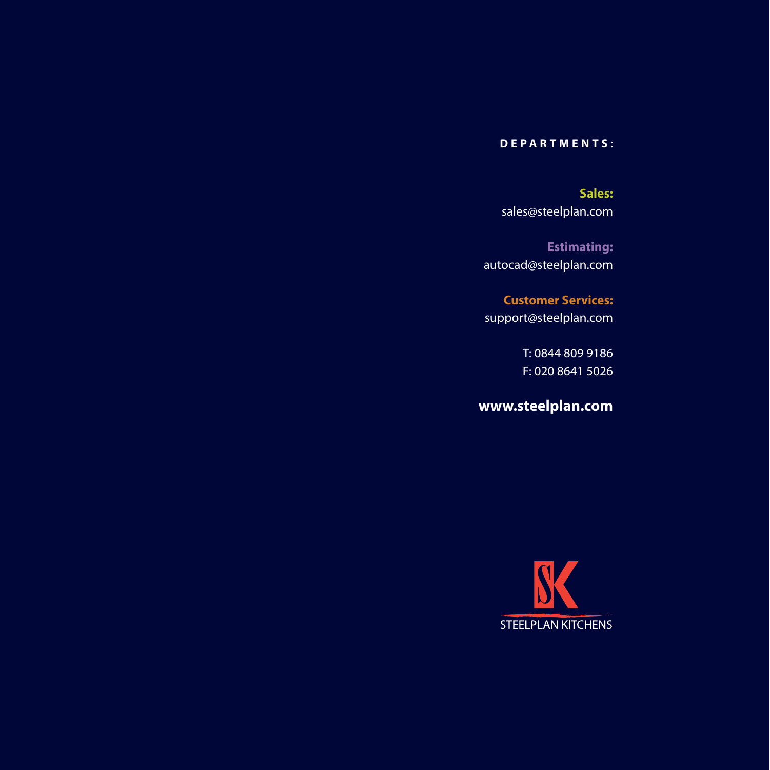**DEPARTMENTS:**

**Sales:**
sales@steelplan.com

**Estimating:**
autocad@steelplan.com

**Customer Services:**
support@steelplan.com

T: 0844 809 9186
F: 020 8641 5026

**www.steelplan.com**

STEELPLAN KITCHENS